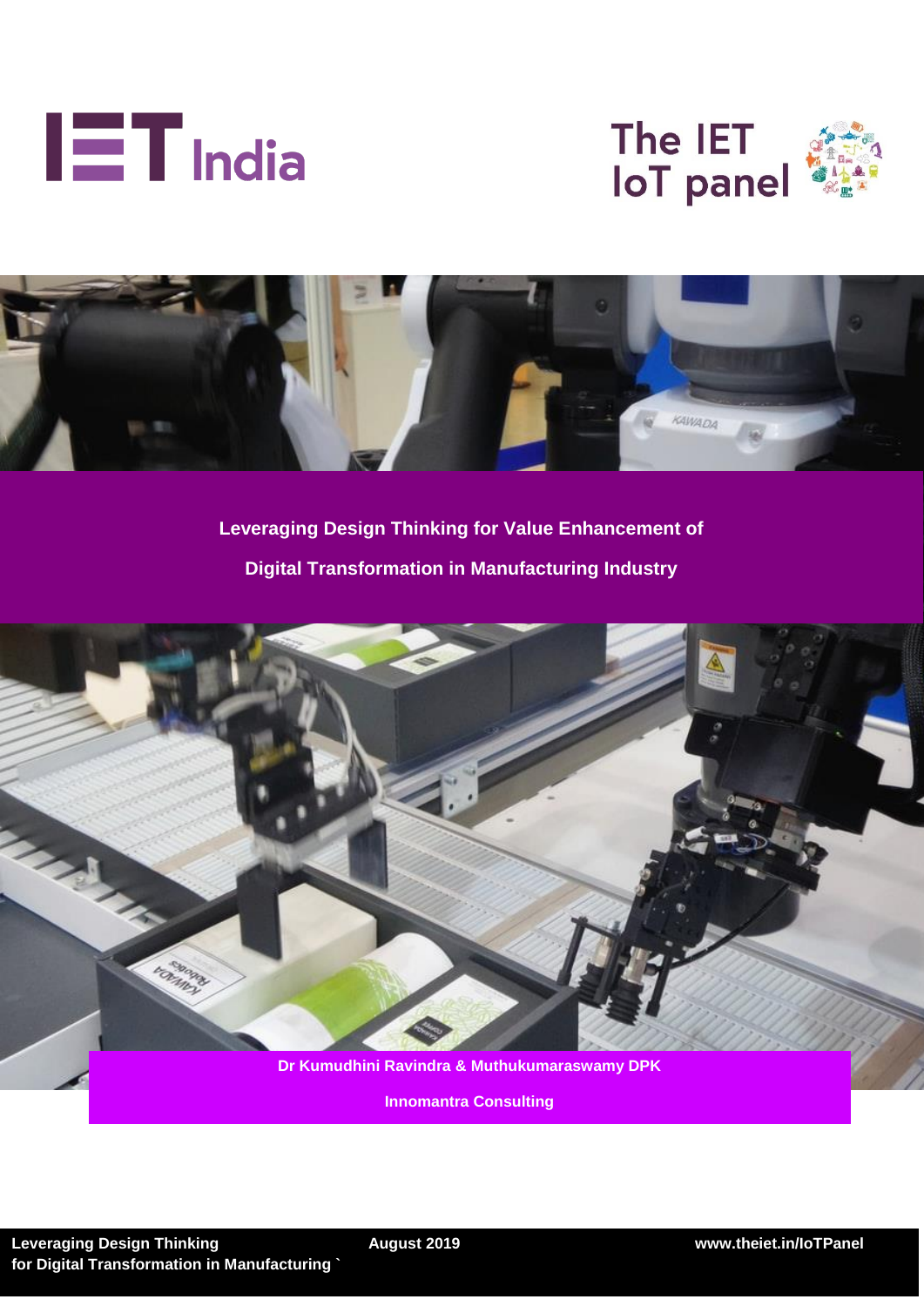IET India

The IET IoT panel

# Leveraging Design Thinking for Value Enhancement of Digital Transformation in Manufacturing Industry

**Dr Kumudhini Ravindra & Muthukumaraswamy DPK**

**Innomantra Consulting**

**August 2019**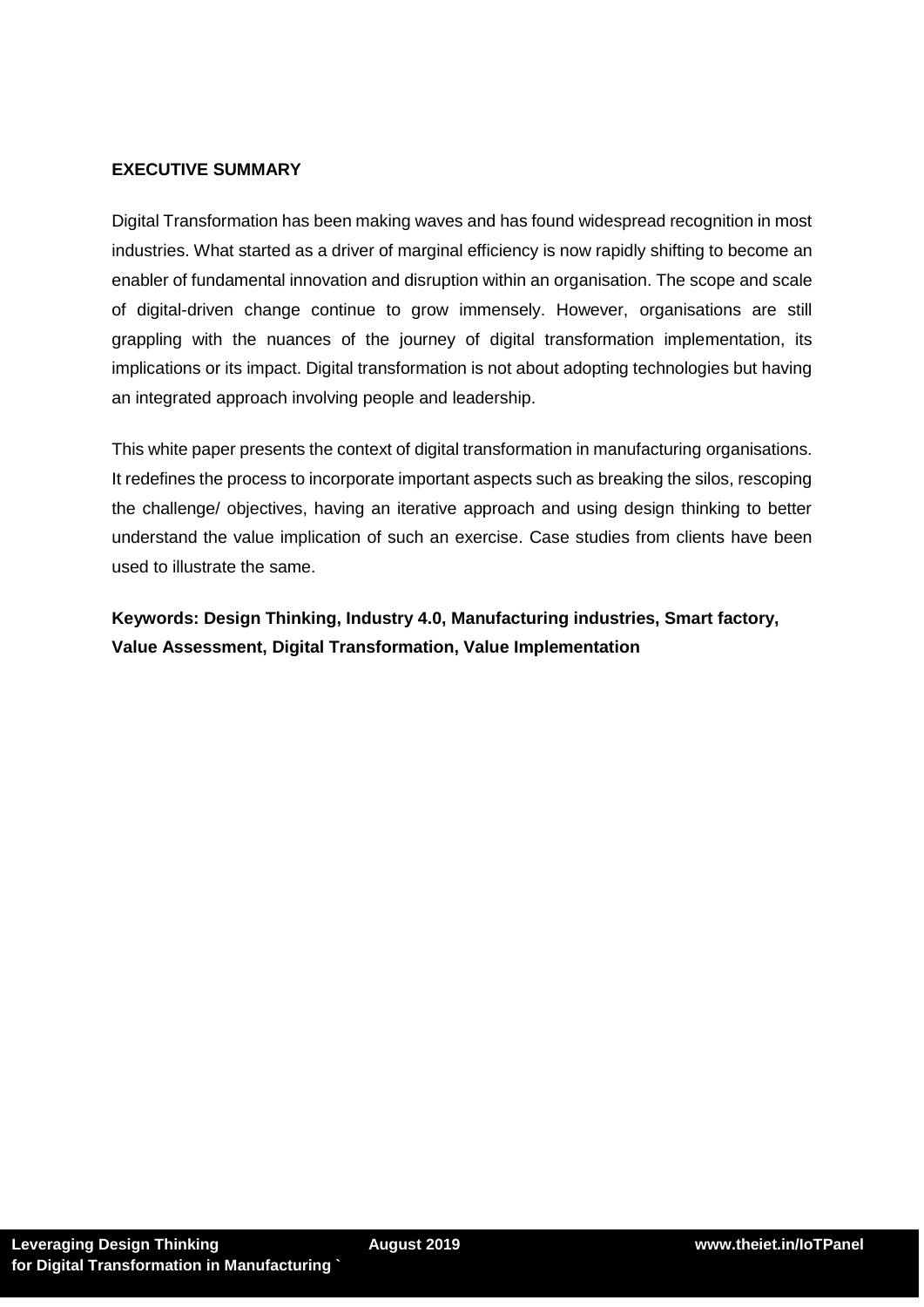## EXECUTIVE SUMMARY

Digital Transformation has been making waves and has found widespread recognition in most industries. What started as a driver of marginal efficiency is now rapidly shifting to become an enabler of fundamental innovation and disruption within an organisation. The scope and scale of digital-driven change continue to grow immensely. However, organisations are still grappling with the nuances of the journey of digital transformation implementation, its implications or its impact. Digital transformation is not about adopting technologies but having an integrated approach involving people and leadership.

This white paper presents the context of digital transformation in manufacturing organisations. It redefines the process to incorporate important aspects such as breaking the silos, rescoping the challenge/ objectives, having an iterative approach and using design thinking to better understand the value implication of such an exercise. Case studies from clients have been used to illustrate the same.

**Keywords: Design Thinking, Industry 4.0, Manufacturing industries, Smart factory, Value Assessment, Digital Transformation, Value Implementation**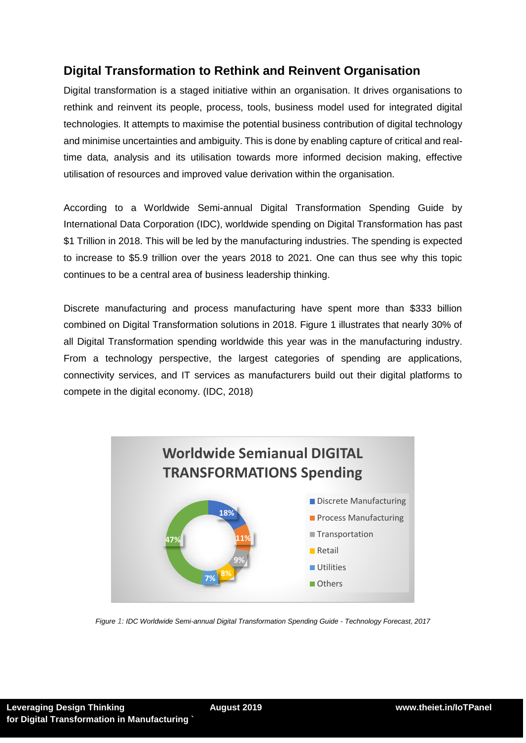## Digital Transformation to Rethink and Reinvent Organisation

Digital transformation is a staged initiative within an organisation. It drives organisations to rethink and reinvent its people, process, tools, business model used for integrated digital technologies. It attempts to maximise the potential business contribution of digital technology and minimise uncertainties and ambiguity. This is done by enabling capture of critical and real-time data, analysis and its utilisation towards more informed decision making, effective utilisation of resources and improved value derivation within the organisation.

According to a Worldwide Semi-annual Digital Transformation Spending Guide by International Data Corporation (IDC), worldwide spending on Digital Transformation has past $1 Trillion in 2018. This will be led by the manufacturing industries. The spending is expected to increase to $5.9 trillion over the years 2018 to 2021. One can thus see why this topic continues to be a central area of business leadership thinking.

Discrete manufacturing and process manufacturing have spent more than $333 billion combined on Digital Transformation solutions in 2018. Figure 1 illustrates that nearly 30% of all Digital Transformation spending worldwide this year was in the manufacturing industry. From a technology perspective, the largest categories of spending are applications, connectivity services, and IT services as manufacturers build out their digital platforms to compete in the digital economy. (IDC, 2018)

**Worldwide Semianual DIGITAL TRANSFORMATIONS Spending**

| Category | Share |
|---|---|
| Discrete Manufacturing | 18% |
| Process Manufacturing | 11% |
| Transportation | 9% |
| Retail | 8% |
| Utilities | 7% |
| Others | 47% |

*Figure 1: IDC Worldwide Semi-annual Digital Transformation Spending Guide - Technology Forecast, 2017*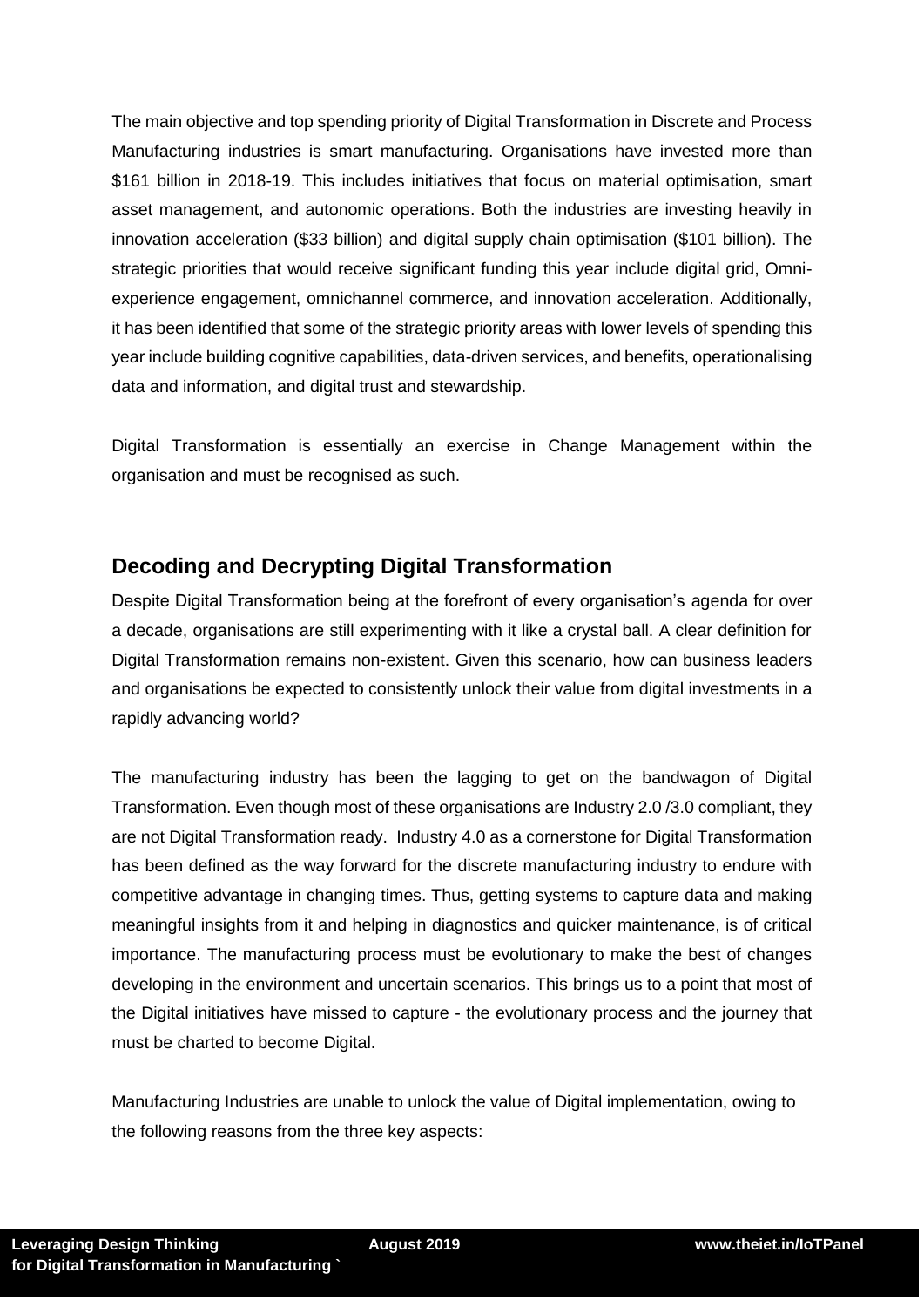The main objective and top spending priority of Digital Transformation in Discrete and Process Manufacturing industries is smart manufacturing. Organisations have invested more than $161 billion in 2018-19. This includes initiatives that focus on material optimisation, smart asset management, and autonomic operations. Both the industries are investing heavily in innovation acceleration ($33 billion) and digital supply chain optimisation ($101 billion). The strategic priorities that would receive significant funding this year include digital grid, Omni-experience engagement, omnichannel commerce, and innovation acceleration. Additionally, it has been identified that some of the strategic priority areas with lower levels of spending this year include building cognitive capabilities, data-driven services, and benefits, operationalising data and information, and digital trust and stewardship.

Digital Transformation is essentially an exercise in Change Management within the organisation and must be recognised as such.

## Decoding and Decrypting Digital Transformation

Despite Digital Transformation being at the forefront of every organisation's agenda for over a decade, organisations are still experimenting with it like a crystal ball. A clear definition for Digital Transformation remains non-existent. Given this scenario, how can business leaders and organisations be expected to consistently unlock their value from digital investments in a rapidly advancing world?

The manufacturing industry has been the lagging to get on the bandwagon of Digital Transformation. Even though most of these organisations are Industry 2.0 /3.0 compliant, they are not Digital Transformation ready. Industry 4.0 as a cornerstone for Digital Transformation has been defined as the way forward for the discrete manufacturing industry to endure with competitive advantage in changing times. Thus, getting systems to capture data and making meaningful insights from it and helping in diagnostics and quicker maintenance, is of critical importance. The manufacturing process must be evolutionary to make the best of changes developing in the environment and uncertain scenarios. This brings us to a point that most of the Digital initiatives have missed to capture - the evolutionary process and the journey that must be charted to become Digital.

Manufacturing Industries are unable to unlock the value of Digital implementation, owing to the following reasons from the three key aspects: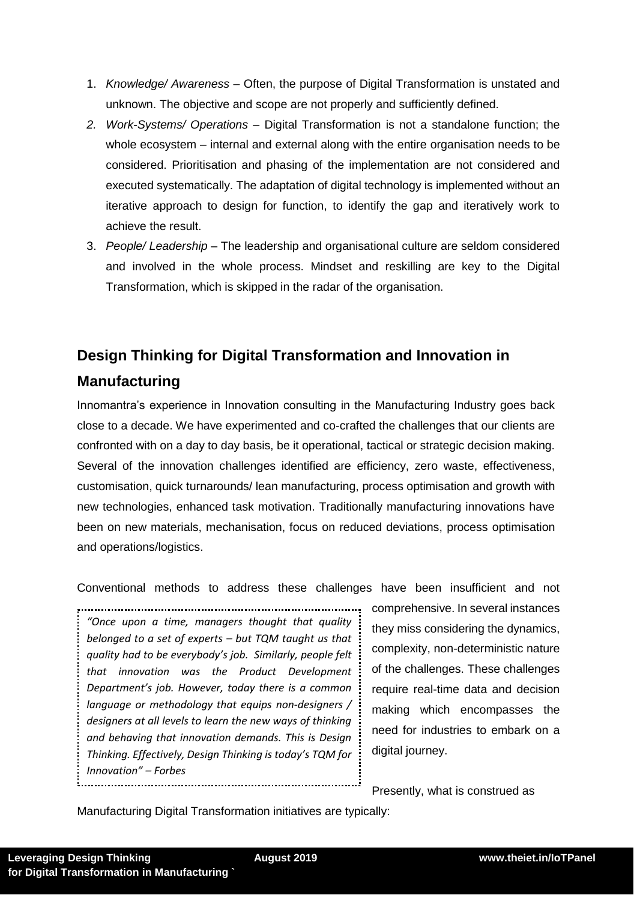1. *Knowledge/ Awareness* – Often, the purpose of Digital Transformation is unstated and unknown. The objective and scope are not properly and sufficiently defined.
2. *Work-Systems/ Operations* – Digital Transformation is not a standalone function; the whole ecosystem – internal and external along with the entire organisation needs to be considered. Prioritisation and phasing of the implementation are not considered and executed systematically. The adaptation of digital technology is implemented without an iterative approach to design for function, to identify the gap and iteratively work to achieve the result.
3. *People/ Leadership* – The leadership and organisational culture are seldom considered and involved in the whole process. Mindset and reskilling are key to the Digital Transformation, which is skipped in the radar of the organisation.

## Design Thinking for Digital Transformation and Innovation in Manufacturing

Innomantra's experience in Innovation consulting in the Manufacturing Industry goes back close to a decade. We have experimented and co-crafted the challenges that our clients are confronted with on a day to day basis, be it operational, tactical or strategic decision making. Several of the innovation challenges identified are efficiency, zero waste, effectiveness, customisation, quick turnarounds/ lean manufacturing, process optimisation and growth with new technologies, enhanced task motivation. Traditionally manufacturing innovations have been on new materials, mechanisation, focus on reduced deviations, process optimisation and operations/logistics.

Conventional methods to address these challenges have been insufficient and not comprehensive. In several instances they miss considering the dynamics, complexity, non-deterministic nature of the challenges. These challenges require real-time data and decision making which encompasses the need for industries to embark on a digital journey.

> *"Once upon a time, managers thought that quality belonged to a set of experts – but TQM taught us that quality had to be everybody's job. Similarly, people felt that innovation was the Product Development Department's job. However, today there is a common language or methodology that equips non-designers / designers at all levels to learn the new ways of thinking and behaving that innovation demands. This is Design Thinking. Effectively, Design Thinking is today's TQM for Innovation" – Forbes*

Presently, what is construed as Manufacturing Digital Transformation initiatives are typically: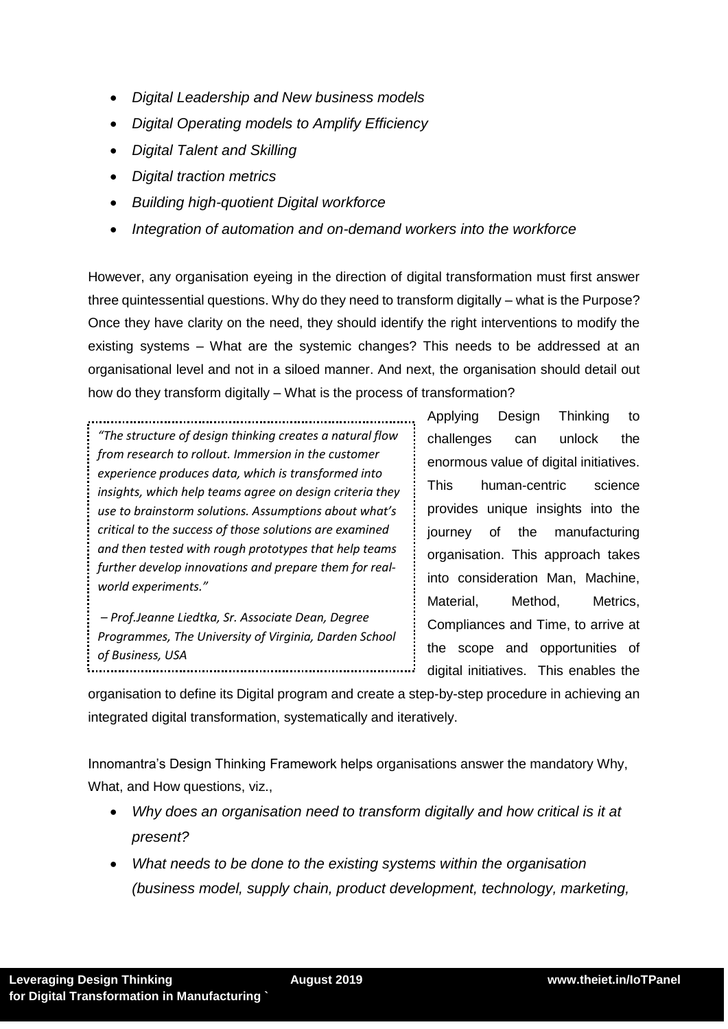- *Digital Leadership and New business models*
- *Digital Operating models to Amplify Efficiency*
- *Digital Talent and Skilling*
- *Digital traction metrics*
- *Building high-quotient Digital workforce*
- *Integration of automation and on-demand workers into the workforce*

However, any organisation eyeing in the direction of digital transformation must first answer three quintessential questions. Why do they need to transform digitally – what is the Purpose? Once they have clarity on the need, they should identify the right interventions to modify the existing systems – What are the systemic changes? This needs to be addressed at an organisational level and not in a siloed manner. And next, the organisation should detail out how do they transform digitally – What is the process of transformation?

> *"The structure of design thinking creates a natural flow from research to rollout. Immersion in the customer experience produces data, which is transformed into insights, which help teams agree on design criteria they use to brainstorm solutions. Assumptions about what's critical to the success of those solutions are examined and then tested with rough prototypes that help teams further develop innovations and prepare them for real-world experiments."*
>
> *– Prof.Jeanne Liedtka, Sr. Associate Dean, Degree Programmes, The University of Virginia, Darden School of Business, USA*

Applying Design Thinking to challenges can unlock the enormous value of digital initiatives. This human-centric science provides unique insights into the journey of the manufacturing organisation. This approach takes into consideration Man, Machine, Material, Method, Metrics, Compliances and Time, to arrive at the scope and opportunities of digital initiatives. This enables the organisation to define its Digital program and create a step-by-step procedure in achieving an integrated digital transformation, systematically and iteratively.

Innomantra's Design Thinking Framework helps organisations answer the mandatory Why, What, and How questions, viz.,

- *Why does an organisation need to transform digitally and how critical is it at present?*
- *What needs to be done to the existing systems within the organisation (business model, supply chain, product development, technology, marketing,*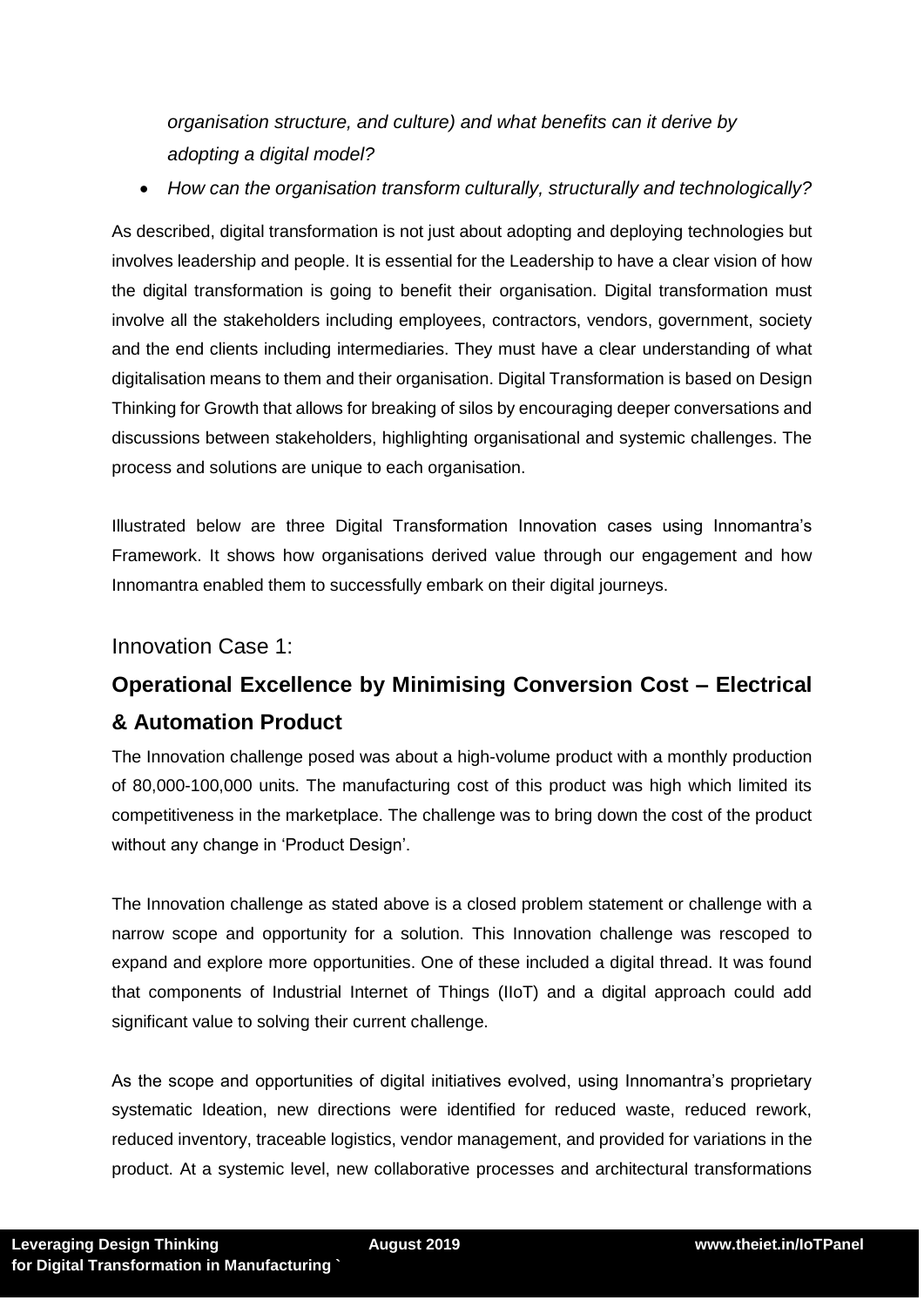*organisation structure, and culture) and what benefits can it derive by adopting a digital model?*

- *How can the organisation transform culturally, structurally and technologically?*

As described, digital transformation is not just about adopting and deploying technologies but involves leadership and people. It is essential for the Leadership to have a clear vision of how the digital transformation is going to benefit their organisation. Digital transformation must involve all the stakeholders including employees, contractors, vendors, government, society and the end clients including intermediaries. They must have a clear understanding of what digitalisation means to them and their organisation. Digital Transformation is based on Design Thinking for Growth that allows for breaking of silos by encouraging deeper conversations and discussions between stakeholders, highlighting organisational and systemic challenges. The process and solutions are unique to each organisation.

Illustrated below are three Digital Transformation Innovation cases using Innomantra's Framework. It shows how organisations derived value through our engagement and how Innomantra enabled them to successfully embark on their digital journeys.

## Innovation Case 1:

### Operational Excellence by Minimising Conversion Cost – Electrical & Automation Product

The Innovation challenge posed was about a high-volume product with a monthly production of 80,000-100,000 units. The manufacturing cost of this product was high which limited its competitiveness in the marketplace. The challenge was to bring down the cost of the product without any change in 'Product Design'.

The Innovation challenge as stated above is a closed problem statement or challenge with a narrow scope and opportunity for a solution. This Innovation challenge was rescoped to expand and explore more opportunities. One of these included a digital thread. It was found that components of Industrial Internet of Things (IIoT) and a digital approach could add significant value to solving their current challenge.

As the scope and opportunities of digital initiatives evolved, using Innomantra's proprietary systematic Ideation, new directions were identified for reduced waste, reduced rework, reduced inventory, traceable logistics, vendor management, and provided for variations in the product. At a systemic level, new collaborative processes and architectural transformations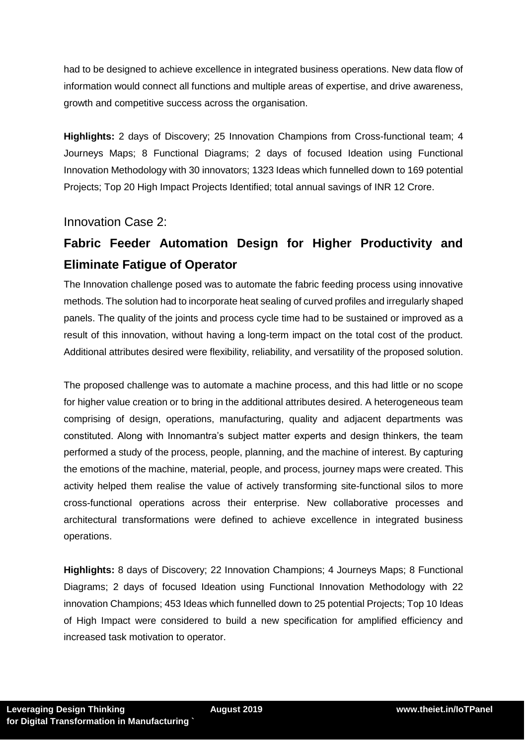had to be designed to achieve excellence in integrated business operations. New data flow of information would connect all functions and multiple areas of expertise, and drive awareness, growth and competitive success across the organisation.

**Highlights:** 2 days of Discovery; 25 Innovation Champions from Cross-functional team; 4 Journeys Maps; 8 Functional Diagrams; 2 days of focused Ideation using Functional Innovation Methodology with 30 innovators; 1323 Ideas which funnelled down to 169 potential Projects; Top 20 High Impact Projects Identified; total annual savings of INR 12 Crore.

### Innovation Case 2:

## Fabric Feeder Automation Design for Higher Productivity and Eliminate Fatigue of Operator

The Innovation challenge posed was to automate the fabric feeding process using innovative methods. The solution had to incorporate heat sealing of curved profiles and irregularly shaped panels. The quality of the joints and process cycle time had to be sustained or improved as a result of this innovation, without having a long-term impact on the total cost of the product. Additional attributes desired were flexibility, reliability, and versatility of the proposed solution.

The proposed challenge was to automate a machine process, and this had little or no scope for higher value creation or to bring in the additional attributes desired. A heterogeneous team comprising of design, operations, manufacturing, quality and adjacent departments was constituted. Along with Innomantra's subject matter experts and design thinkers, the team performed a study of the process, people, planning, and the machine of interest. By capturing the emotions of the machine, material, people, and process, journey maps were created. This activity helped them realise the value of actively transforming site-functional silos to more cross-functional operations across their enterprise. New collaborative processes and architectural transformations were defined to achieve excellence in integrated business operations.

**Highlights:** 8 days of Discovery; 22 Innovation Champions; 4 Journeys Maps; 8 Functional Diagrams; 2 days of focused Ideation using Functional Innovation Methodology with 22 innovation Champions; 453 Ideas which funnelled down to 25 potential Projects; Top 10 Ideas of High Impact were considered to build a new specification for amplified efficiency and increased task motivation to operator.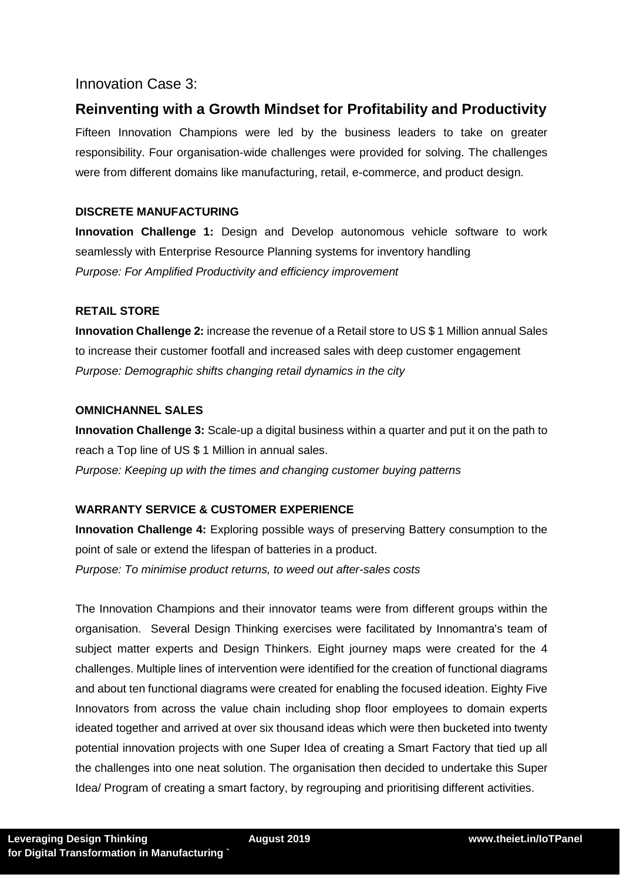Innovation Case 3:

## Reinventing with a Growth Mindset for Profitability and Productivity

Fifteen Innovation Champions were led by the business leaders to take on greater responsibility. Four organisation-wide challenges were provided for solving. The challenges were from different domains like manufacturing, retail, e-commerce, and product design.

**DISCRETE MANUFACTURING**

**Innovation Challenge 1:** Design and Develop autonomous vehicle software to work seamlessly with Enterprise Resource Planning systems for inventory handling
*Purpose: For Amplified Productivity and efficiency improvement*

**RETAIL STORE**

**Innovation Challenge 2:** increase the revenue of a Retail store to US $ 1 Million annual Sales to increase their customer footfall and increased sales with deep customer engagement
*Purpose: Demographic shifts changing retail dynamics in the city*

**OMNICHANNEL SALES**

**Innovation Challenge 3:** Scale-up a digital business within a quarter and put it on the path to reach a Top line of US $ 1 Million in annual sales.
*Purpose: Keeping up with the times and changing customer buying patterns*

**WARRANTY SERVICE & CUSTOMER EXPERIENCE**

**Innovation Challenge 4:** Exploring possible ways of preserving Battery consumption to the point of sale or extend the lifespan of batteries in a product.
*Purpose: To minimise product returns, to weed out after-sales costs*

The Innovation Champions and their innovator teams were from different groups within the organisation. Several Design Thinking exercises were facilitated by Innomantra's team of subject matter experts and Design Thinkers. Eight journey maps were created for the 4 challenges. Multiple lines of intervention were identified for the creation of functional diagrams and about ten functional diagrams were created for enabling the focused ideation. Eighty Five Innovators from across the value chain including shop floor employees to domain experts ideated together and arrived at over six thousand ideas which were then bucketed into twenty potential innovation projects with one Super Idea of creating a Smart Factory that tied up all the challenges into one neat solution. The organisation then decided to undertake this Super Idea/ Program of creating a smart factory, by regrouping and prioritising different activities.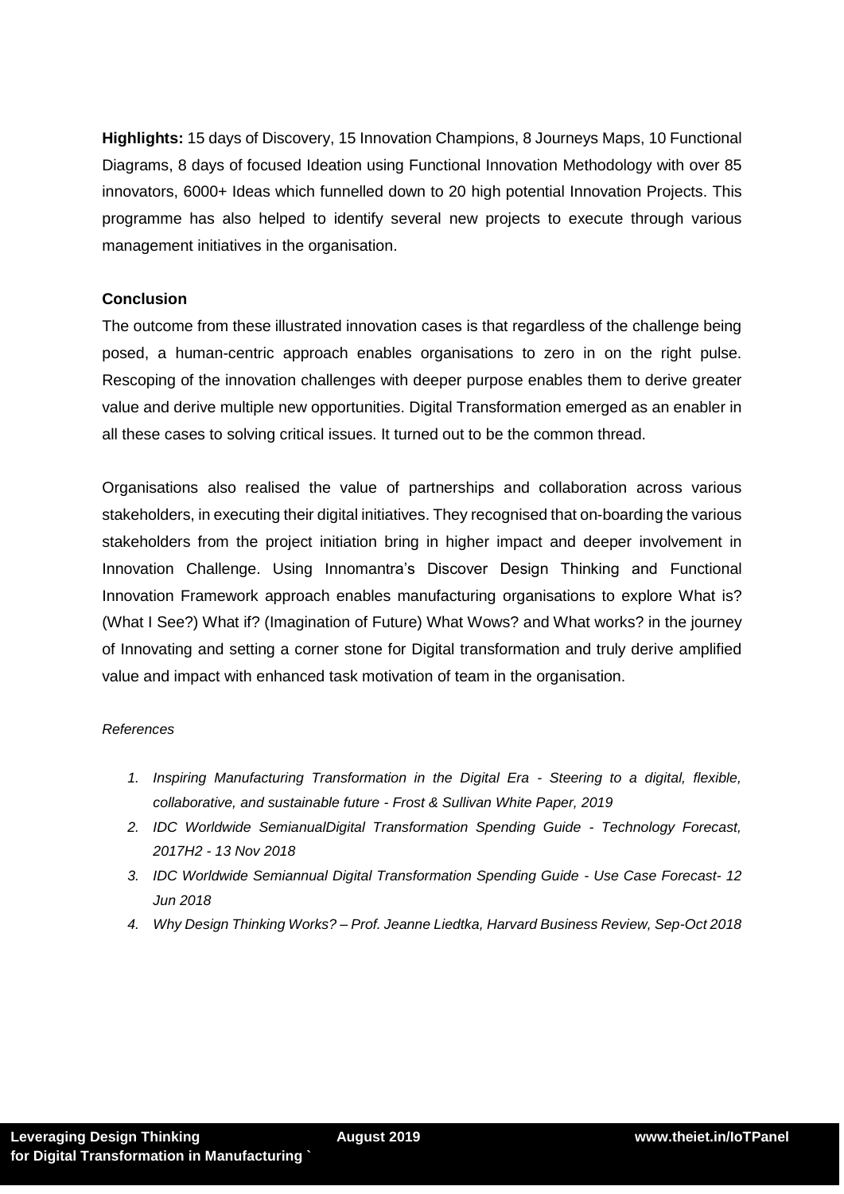**Highlights:** 15 days of Discovery, 15 Innovation Champions, 8 Journeys Maps, 10 Functional Diagrams, 8 days of focused Ideation using Functional Innovation Methodology with over 85 innovators, 6000+ Ideas which funnelled down to 20 high potential Innovation Projects. This programme has also helped to identify several new projects to execute through various management initiatives in the organisation.

**Conclusion**

The outcome from these illustrated innovation cases is that regardless of the challenge being posed, a human-centric approach enables organisations to zero in on the right pulse. Rescoping of the innovation challenges with deeper purpose enables them to derive greater value and derive multiple new opportunities. Digital Transformation emerged as an enabler in all these cases to solving critical issues. It turned out to be the common thread.

Organisations also realised the value of partnerships and collaboration across various stakeholders, in executing their digital initiatives. They recognised that on-boarding the various stakeholders from the project initiation bring in higher impact and deeper involvement in Innovation Challenge. Using Innomantra's Discover Design Thinking and Functional Innovation Framework approach enables manufacturing organisations to explore What is? (What I See?) What if? (Imagination of Future) What Wows? and What works? in the journey of Innovating and setting a corner stone for Digital transformation and truly derive amplified value and impact with enhanced task motivation of team in the organisation.

*References*

1. *Inspiring Manufacturing Transformation in the Digital Era - Steering to a digital, flexible, collaborative, and sustainable future - Frost & Sullivan White Paper, 2019*
2. *IDC Worldwide SemianualDigital Transformation Spending Guide - Technology Forecast, 2017H2 - 13 Nov 2018*
3. *IDC Worldwide Semiannual Digital Transformation Spending Guide - Use Case Forecast- 12 Jun 2018*
4. *Why Design Thinking Works? – Prof. Jeanne Liedtka, Harvard Business Review, Sep-Oct 2018*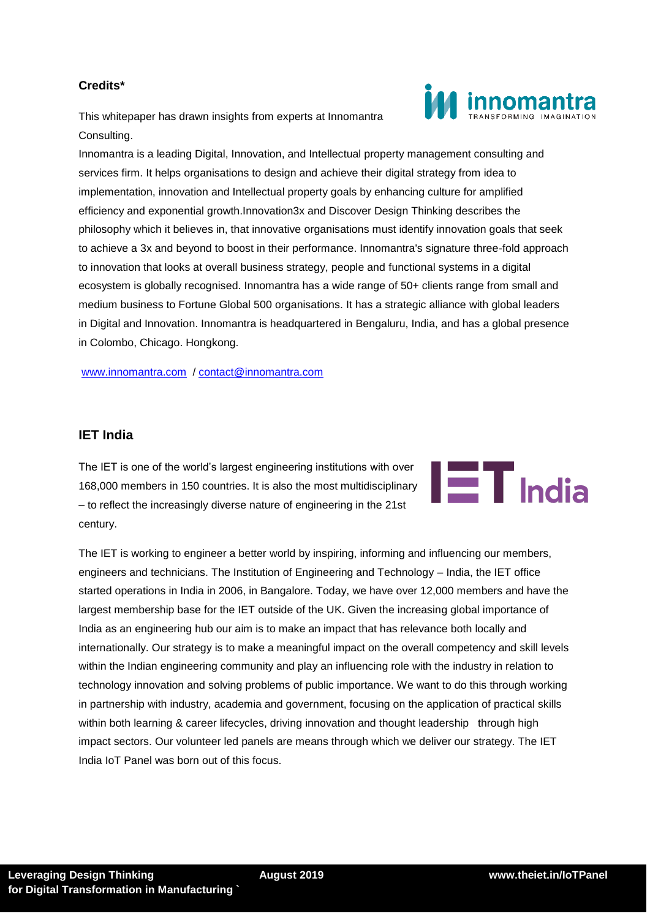**Credits***

This whitepaper has drawn insights from experts at Innomantra Consulting.

Innomantra is a leading Digital, Innovation, and Intellectual property management consulting and services firm. It helps organisations to design and achieve their digital strategy from idea to implementation, innovation and Intellectual property goals by enhancing culture for amplified efficiency and exponential growth.Innovation3x and Discover Design Thinking describes the philosophy which it believes in, that innovative organisations must identify innovation goals that seek to achieve a 3x and beyond to boost in their performance. Innomantra's signature three-fold approach to innovation that looks at overall business strategy, people and functional systems in a digital ecosystem is globally recognised. Innomantra has a wide range of 50+ clients range from small and medium business to Fortune Global 500 organisations. It has a strategic alliance with global leaders in Digital and Innovation. Innomantra is headquartered in Bengaluru, India, and has a global presence in Colombo, Chicago. Hongkong.

www.innomantra.com / contact@innomantra.com

## IET India

The IET is one of the world's largest engineering institutions with over 168,000 members in 150 countries. It is also the most multidisciplinary – to reflect the increasingly diverse nature of engineering in the 21st century.

The IET is working to engineer a better world by inspiring, informing and influencing our members, engineers and technicians. The Institution of Engineering and Technology – India, the IET office started operations in India in 2006, in Bangalore. Today, we have over 12,000 members and have the largest membership base for the IET outside of the UK. Given the increasing global importance of India as an engineering hub our aim is to make an impact that has relevance both locally and internationally. Our strategy is to make a meaningful impact on the overall competency and skill levels within the Indian engineering community and play an influencing role with the industry in relation to technology innovation and solving problems of public importance. We want to do this through working in partnership with industry, academia and government, focusing on the application of practical skills within both learning & career lifecycles, driving innovation and thought leadership through high impact sectors. Our volunteer led panels are means through which we deliver our strategy. The IET India IoT Panel was born out of this focus.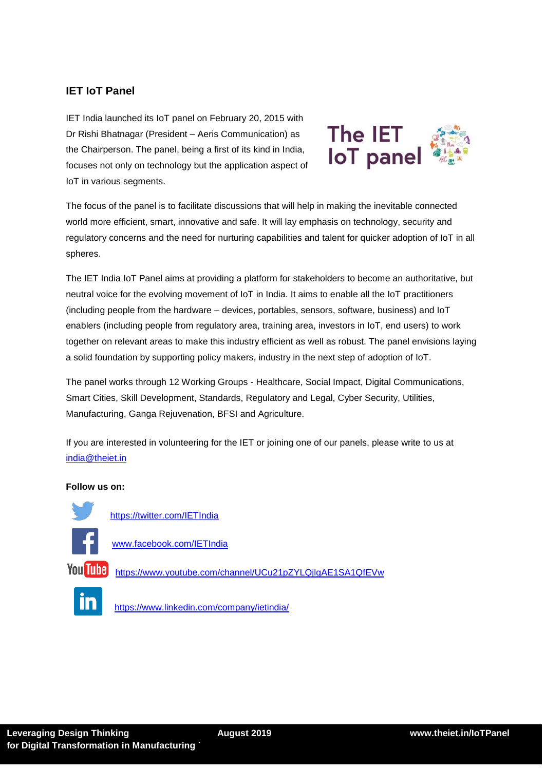## IET IoT Panel

IET India launched its IoT panel on February 20, 2015 with Dr Rishi Bhatnagar (President – Aeris Communication) as the Chairperson. The panel, being a first of its kind in India, focuses not only on technology but the application aspect of IoT in various segments.

The focus of the panel is to facilitate discussions that will help in making the inevitable connected world more efficient, smart, innovative and safe. It will lay emphasis on technology, security and regulatory concerns and the need for nurturing capabilities and talent for quicker adoption of IoT in all spheres.

The IET India IoT Panel aims at providing a platform for stakeholders to become an authoritative, but neutral voice for the evolving movement of IoT in India. It aims to enable all the IoT practitioners (including people from the hardware – devices, portables, sensors, software, business) and IoT enablers (including people from regulatory area, training area, investors in IoT, end users) to work together on relevant areas to make this industry efficient as well as robust. The panel envisions laying a solid foundation by supporting policy makers, industry in the next step of adoption of IoT.

The panel works through 12 Working Groups - Healthcare, Social Impact, Digital Communications, Smart Cities, Skill Development, Standards, Regulatory and Legal, Cyber Security, Utilities, Manufacturing, Ganga Rejuvenation, BFSI and Agriculture.

If you are interested in volunteering for the IET or joining one of our panels, please write to us at india@theiet.in

**Follow us on:**

https://twitter.com/IETIndia

www.facebook.com/IETIndia

https://www.youtube.com/channel/UCu21pZYLQjlgAE1SA1QfEVw

https://www.linkedin.com/company/ietindia/